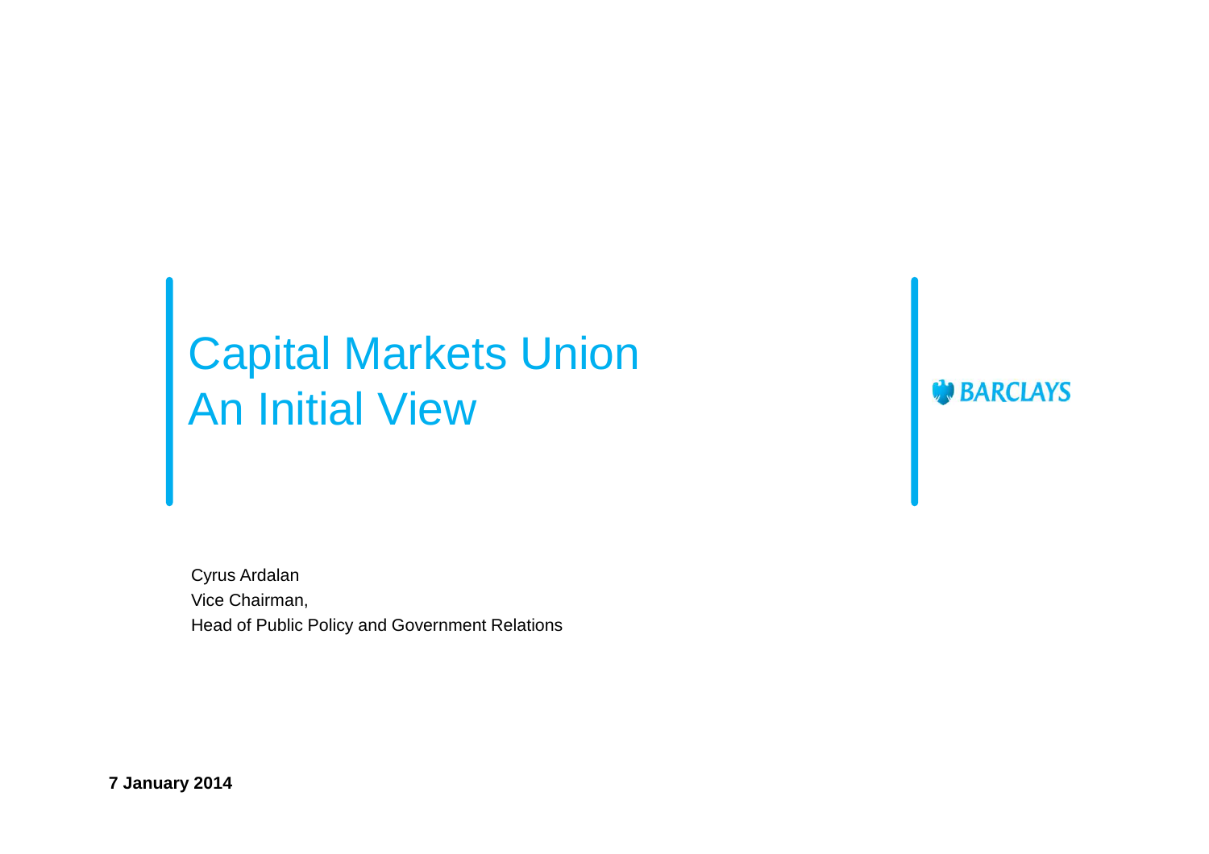# Capital Markets Union
# An Initial View

BARCLAYS

Cyrus Ardalan

Vice Chairman,

Head of Public Policy and Government Relations

**7 January 2014**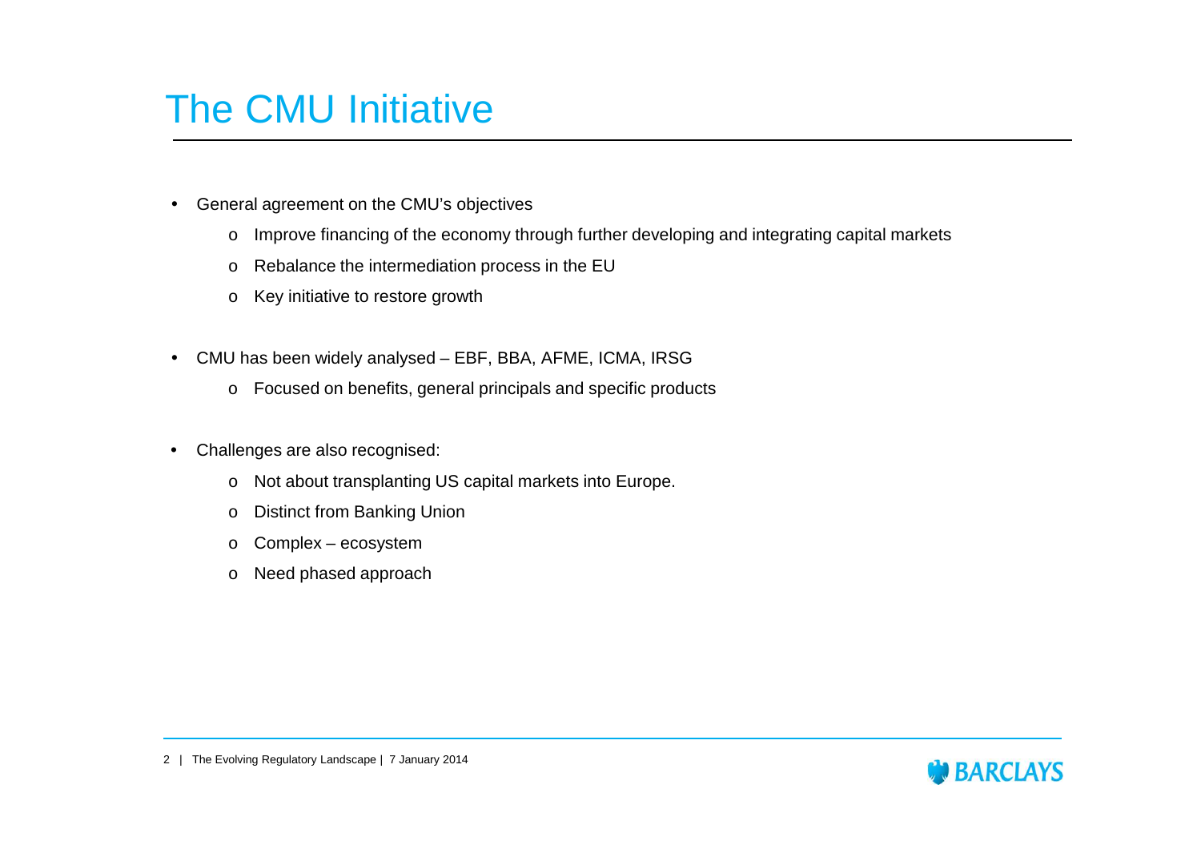# The CMU Initiative

- General agreement on the CMU's objectives
  - Improve financing of the economy through further developing and integrating capital markets
  - Rebalance the intermediation process in the EU
  - Key initiative to restore growth

- CMU has been widely analysed – EBF, BBA, AFME, ICMA, IRSG
  - Focused on benefits, general principals and specific products

- Challenges are also recognised:
  - Not about transplanting US capital markets into Europe.
  - Distinct from Banking Union
  - Complex – ecosystem
  - Need phased approach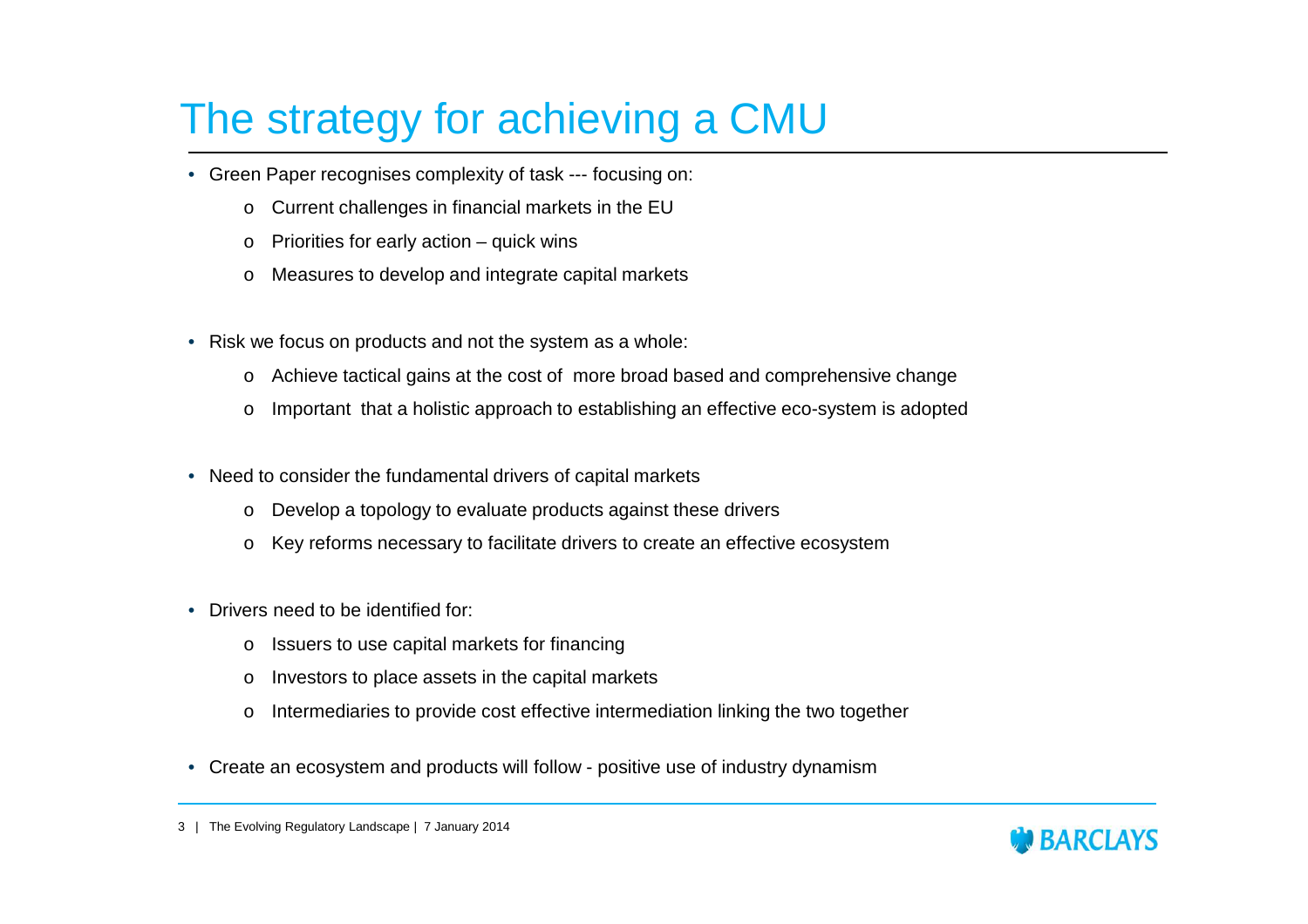# The strategy for achieving a CMU

- Green Paper recognises complexity of task --- focusing on:
  - Current challenges in financial markets in the EU
  - Priorities for early action – quick wins
  - Measures to develop and integrate capital markets

- Risk we focus on products and not the system as a whole:
  - Achieve tactical gains at the cost of more broad based and comprehensive change
  - Important that a holistic approach to establishing an effective eco-system is adopted

- Need to consider the fundamental drivers of capital markets
  - Develop a topology to evaluate products against these drivers
  - Key reforms necessary to facilitate drivers to create an effective ecosystem

- Drivers need to be identified for:
  - Issuers to use capital markets for financing
  - Investors to place assets in the capital markets
  - Intermediaries to provide cost effective intermediation linking the two together

- Create an ecosystem and products will follow - positive use of industry dynamism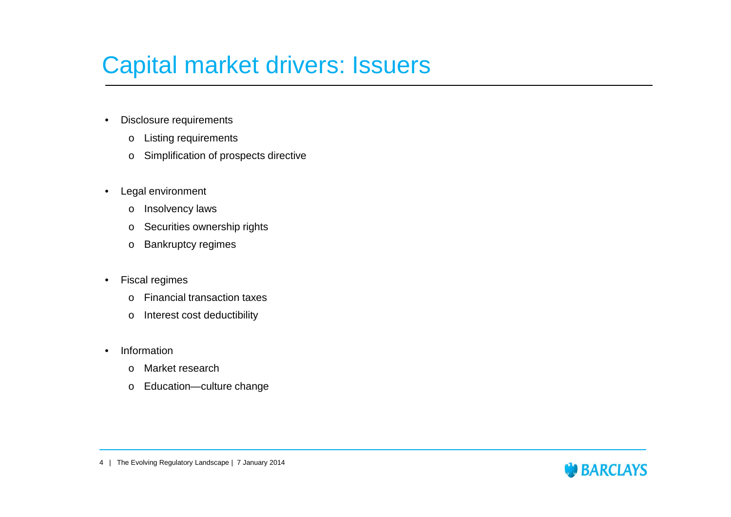# Capital market drivers: Issuers

- Disclosure requirements
  - Listing requirements
  - Simplification of prospects directive
- Legal environment
  - Insolvency laws
  - Securities ownership rights
  - Bankruptcy regimes
- Fiscal regimes
  - Financial transaction taxes
  - Interest cost deductibility
- Information
  - Market research
  - Education—culture change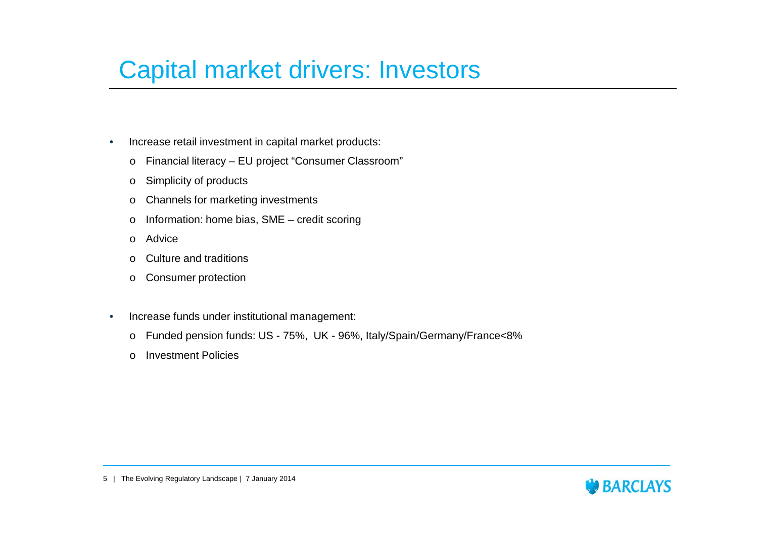# Capital market drivers: Investors

- Increase retail investment in capital market products:
  - Financial literacy – EU project "Consumer Classroom"
  - Simplicity of products
  - Channels for marketing investments
  - Information: home bias, SME – credit scoring
  - Advice
  - Culture and traditions
  - Consumer protection

- Increase funds under institutional management:
  - Funded pension funds: US - 75%, UK - 96%, Italy/Spain/Germany/France<8%
  - Investment Policies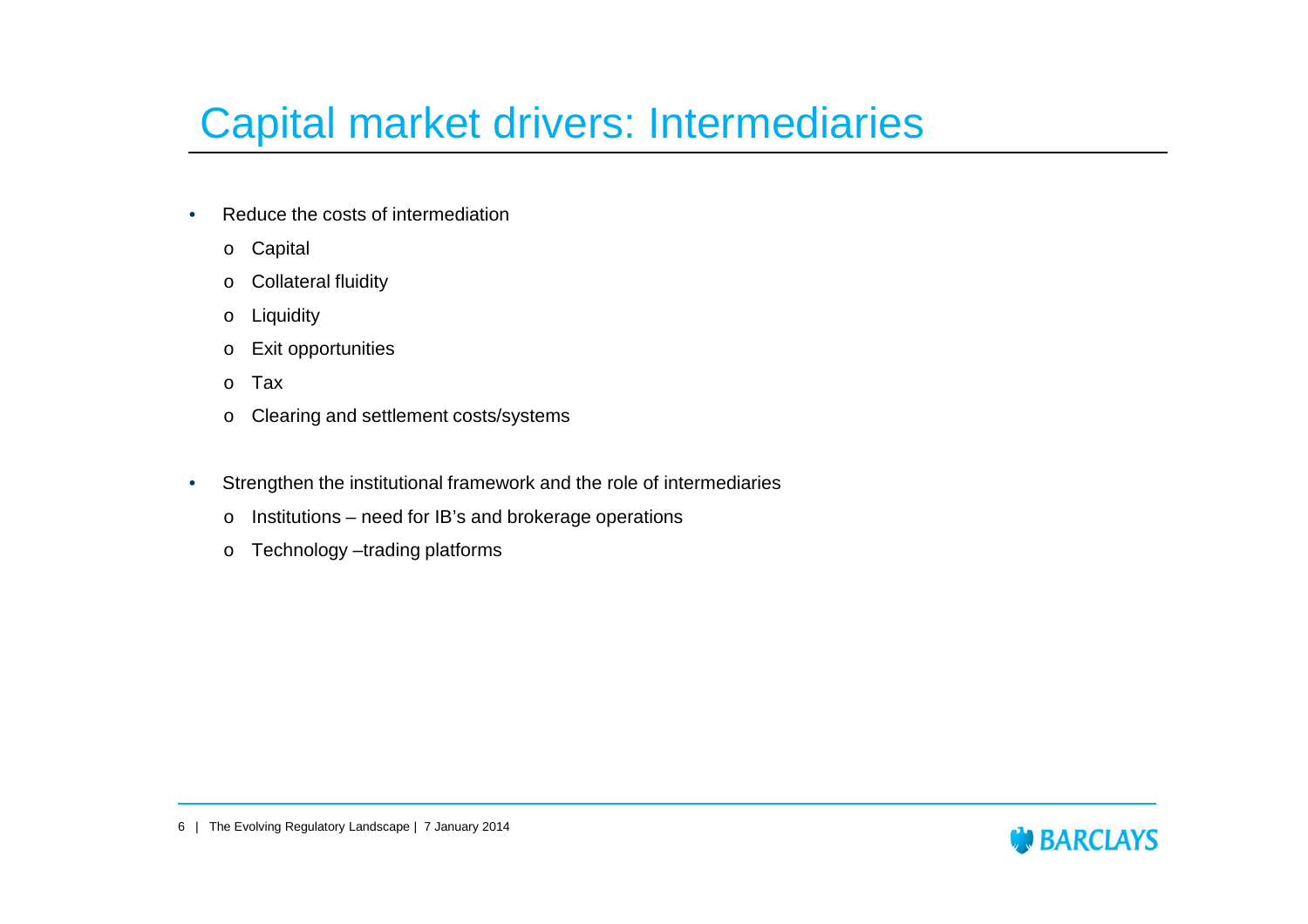# Capital market drivers: Intermediaries

- Reduce the costs of intermediation
  - Capital
  - Collateral fluidity
  - Liquidity
  - Exit opportunities
  - Tax
  - Clearing and settlement costs/systems

- Strengthen the institutional framework and the role of intermediaries
  - Institutions – need for IB's and brokerage operations
  - Technology –trading platforms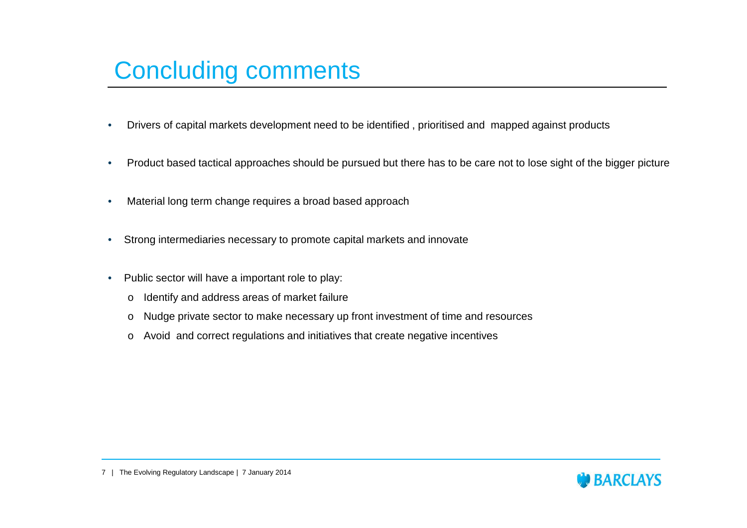# Concluding comments

- Drivers of capital markets development need to be identified , prioritised and mapped against products
- Product based tactical approaches should be pursued but there has to be care not to lose sight of the bigger picture
- Material long term change requires a broad based approach
- Strong intermediaries necessary to promote capital markets and innovate
- Public sector will have a important role to play:
  - Identify and address areas of market failure
  - Nudge private sector to make necessary up front investment of time and resources
  - Avoid and correct regulations and initiatives that create negative incentives